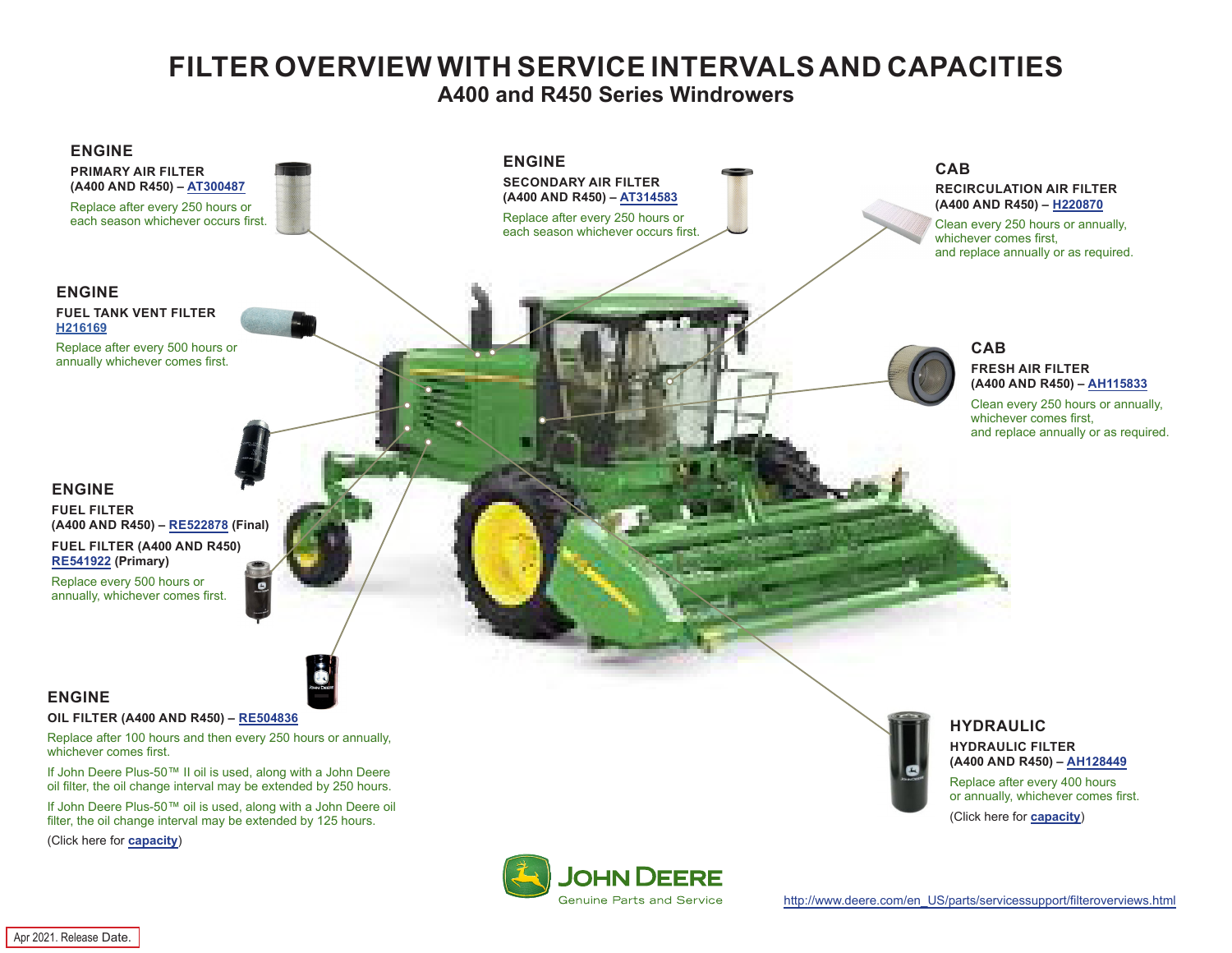# FILTER OVERVIEW WITH SERVICE INTERVALS AND CAPACITIES

## A400 and R450 Series Windrowers

### ENGINE

**PRIMARY AIR FILTER**
**(A400 AND R450) – AT300487**

Replace after every 250 hours or each season whichever occurs first.

### ENGINE

**SECONDARY AIR FILTER**
**(A400 AND R450) – AT314583**

Replace after every 250 hours or each season whichever occurs first.

### CAB

**RECIRCULATION AIR FILTER**
**(A400 AND R450) – H220870**

Clean every 250 hours or annually, whichever comes first, and replace annually or as required.

### ENGINE

**FUEL TANK VENT FILTER**
**H216169**

Replace after every 500 hours or annually whichever comes first.

### CAB

**FRESH AIR FILTER**
**(A400 AND R450) – AH115833**

Clean every 250 hours or annually, whichever comes first, and replace annually or as required.

### ENGINE

**FUEL FILTER**
**(A400 AND R450) – RE522878 (Final)**

**FUEL FILTER (A400 AND R450)**
**RE541922 (Primary)**

Replace every 500 hours or annually, whichever comes first.

### ENGINE

**OIL FILTER (A400 AND R450) – RE504836**

Replace after 100 hours and then every 250 hours or annually, whichever comes first.

If John Deere Plus-50™ II oil is used, along with a John Deere oil filter, the oil change interval may be extended by 250 hours.

If John Deere Plus-50™ oil is used, along with a John Deere oil filter, the oil change interval may be extended by 125 hours.

(Click here for **capacity**)

### HYDRAULIC

**HYDRAULIC FILTER**
**(A400 AND R450) – AH128449**

Replace after every 400 hours or annually, whichever comes first.

(Click here for **capacity**)

JOHN DEERE
Genuine Parts and Service

http://www.deere.com/en_US/parts/servicessupport/filteroverviews.html

Apr 2021. Release Date.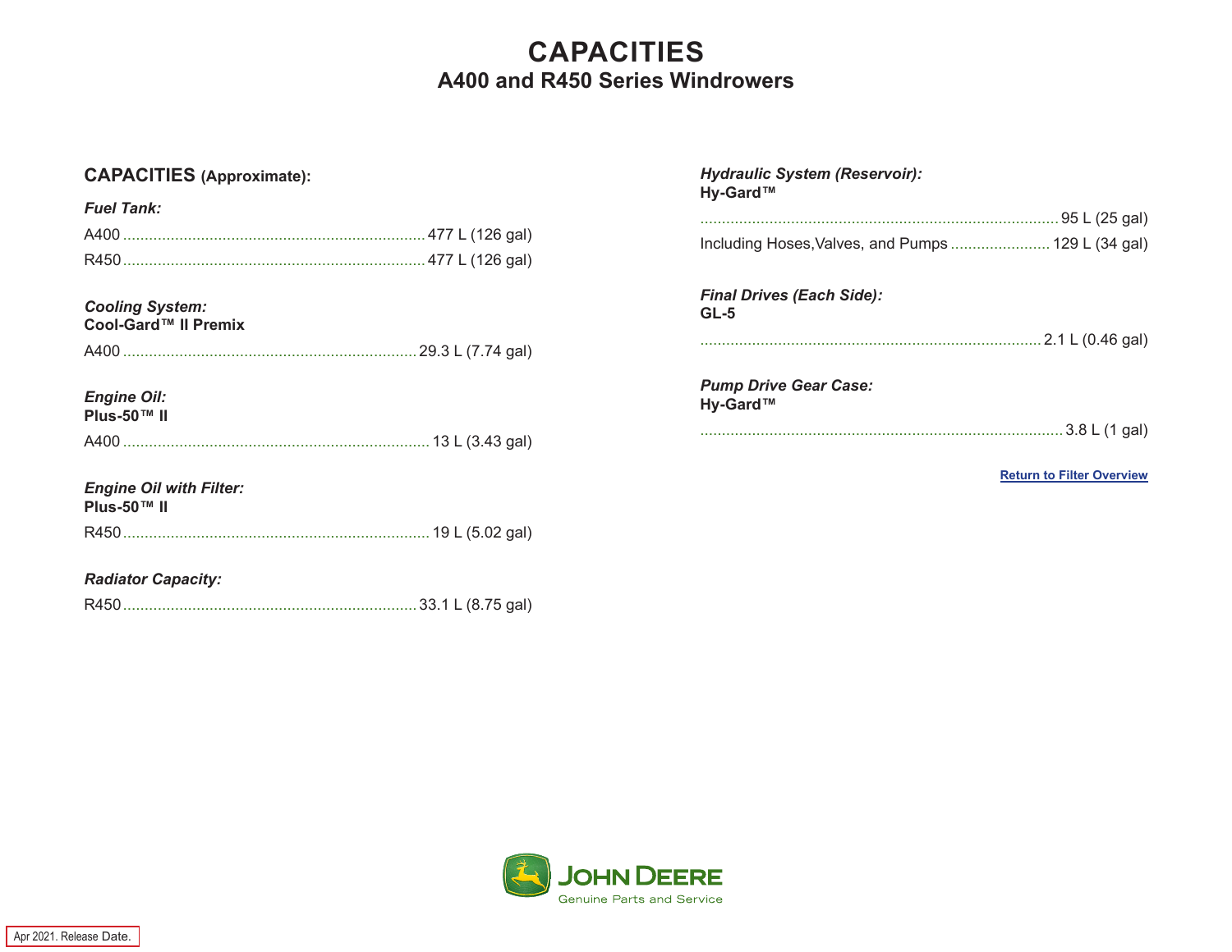# CAPACITIES

## A400 and R450 Series Windrowers

### CAPACITIES (Approximate):

***Fuel Tank:***

A400 ........ 477 L (126 gal)

R450 ........ 477 L (126 gal)

***Cooling System:***
**Cool-Gard™ II Premix**

A400 ........ 29.3 L (7.74 gal)

***Engine Oil:***
**Plus-50™ II**

A400 ........ 13 L (3.43 gal)

***Engine Oil with Filter:***
**Plus-50™ II**

R450 ........ 19 L (5.02 gal)

***Radiator Capacity:***

R450 ........ 33.1 L (8.75 gal)

***Hydraulic System (Reservoir):***
**Hy-Gard™**

........ 95 L (25 gal)

Including Hoses,Valves, and Pumps ........ 129 L (34 gal)

***Final Drives (Each Side):***
**GL-5**

........ 2.1 L (0.46 gal)

***Pump Drive Gear Case:***
**Hy-Gard™**

........ 3.8 L (1 gal)

**Return to Filter Overview**

JOHN DEERE
Genuine Parts and Service

Apr 2021. Release Date.